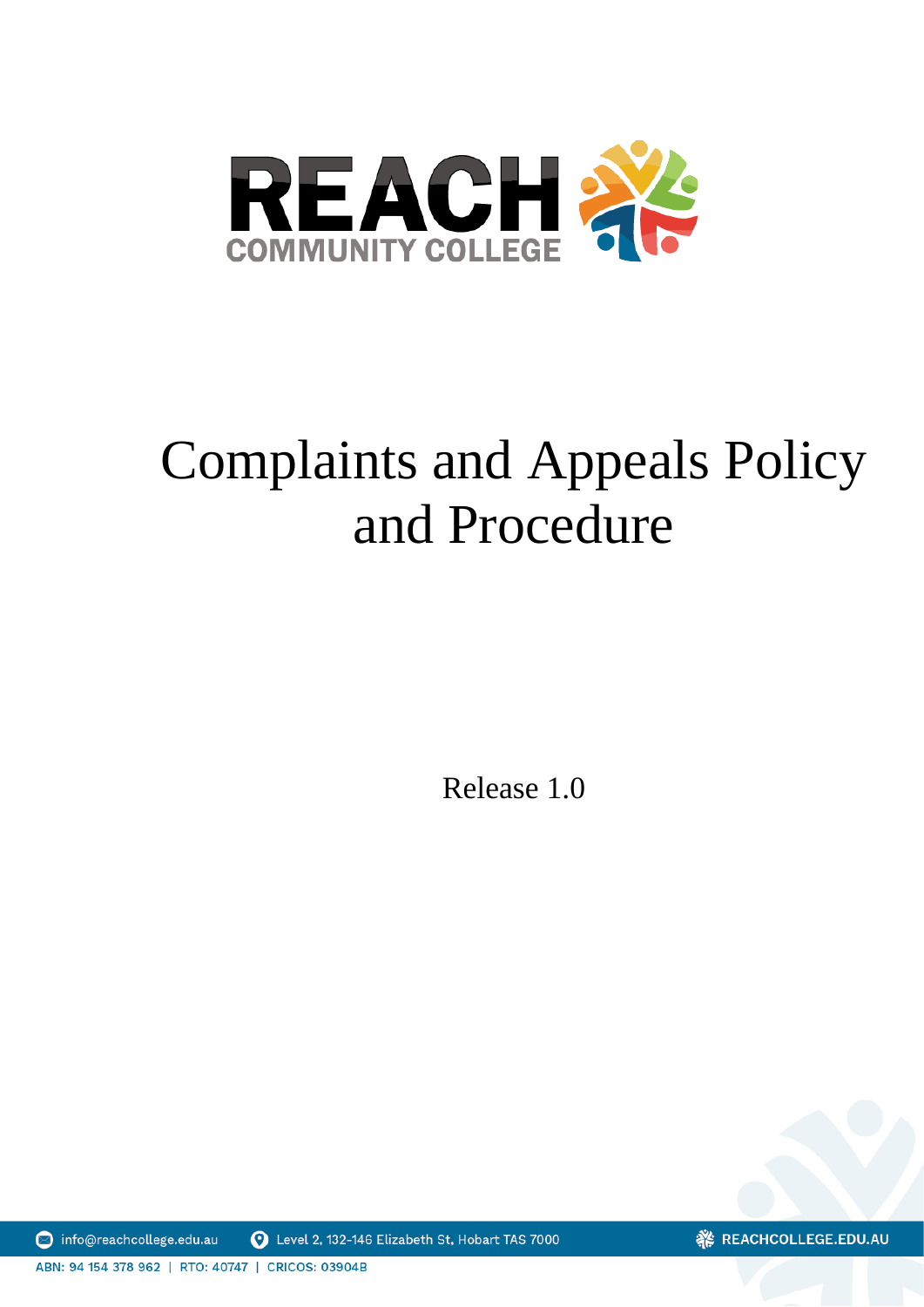REACH COMMUNITY COLLEGE

# Complaints and Appeals Policy and Procedure

Release 1.0

info@reachcollege.edu.au Level 2, 132-146 Elizabeth St, Hobart TAS 7000 REACHCOLLEGE.EDU.AU

ABN: 94 154 378 962 | RTO: 40747 | CRICOS: 03904B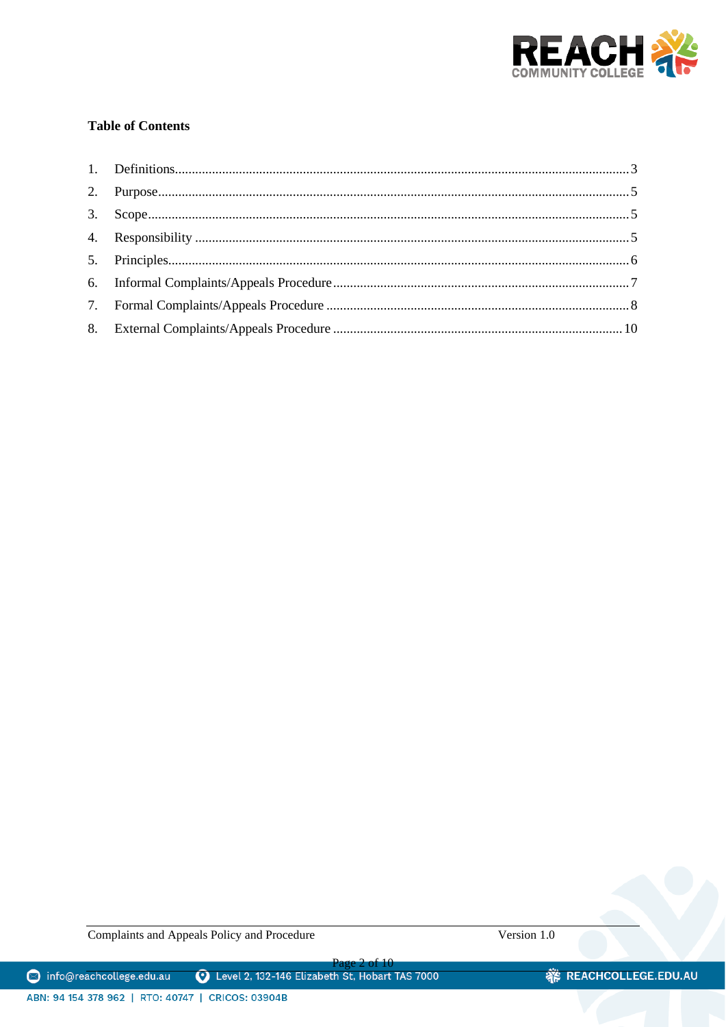**Table of Contents**

1. Definitions ........ 3
2. Purpose ........ 5
3. Scope ........ 5
4. Responsibility ........ 5
5. Principles ........ 6
6. Informal Complaints/Appeals Procedure ........ 7
7. Formal Complaints/Appeals Procedure ........ 8
8. External Complaints/Appeals Procedure ........ 10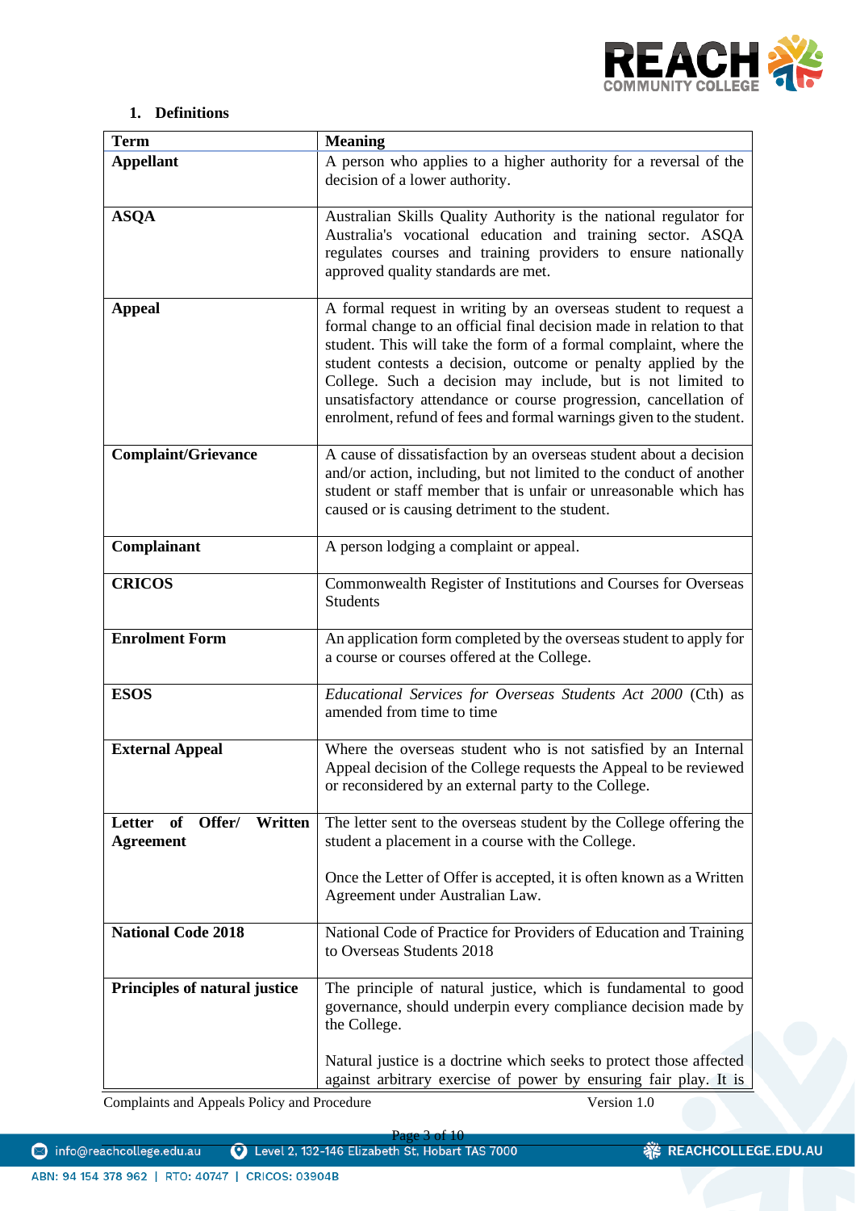## 1. Definitions

| Term | Meaning |
|---|---|
| **Appellant** | A person who applies to a higher authority for a reversal of the decision of a lower authority. |
| **ASQA** | Australian Skills Quality Authority is the national regulator for Australia's vocational education and training sector. ASQA regulates courses and training providers to ensure nationally approved quality standards are met. |
| **Appeal** | A formal request in writing by an overseas student to request a formal change to an official final decision made in relation to that student. This will take the form of a formal complaint, where the student contests a decision, outcome or penalty applied by the College. Such a decision may include, but is not limited to unsatisfactory attendance or course progression, cancellation of enrolment, refund of fees and formal warnings given to the student. |
| **Complaint/Grievance** | A cause of dissatisfaction by an overseas student about a decision and/or action, including, but not limited to the conduct of another student or staff member that is unfair or unreasonable which has caused or is causing detriment to the student. |
| **Complainant** | A person lodging a complaint or appeal. |
| **CRICOS** | Commonwealth Register of Institutions and Courses for Overseas Students |
| **Enrolment Form** | An application form completed by the overseas student to apply for a course or courses offered at the College. |
| **ESOS** | *Educational Services for Overseas Students Act 2000* (Cth) as amended from time to time |
| **External Appeal** | Where the overseas student who is not satisfied by an Internal Appeal decision of the College requests the Appeal to be reviewed or reconsidered by an external party to the College. |
| **Letter of Offer/ Written Agreement** | The letter sent to the overseas student by the College offering the student a placement in a course with the College.<br><br>Once the Letter of Offer is accepted, it is often known as a Written Agreement under Australian Law. |
| **National Code 2018** | National Code of Practice for Providers of Education and Training to Overseas Students 2018 |
| **Principles of natural justice** | The principle of natural justice, which is fundamental to good governance, should underpin every compliance decision made by the College.<br><br>Natural justice is a doctrine which seeks to protect those affected against arbitrary exercise of power by ensuring fair play. It is |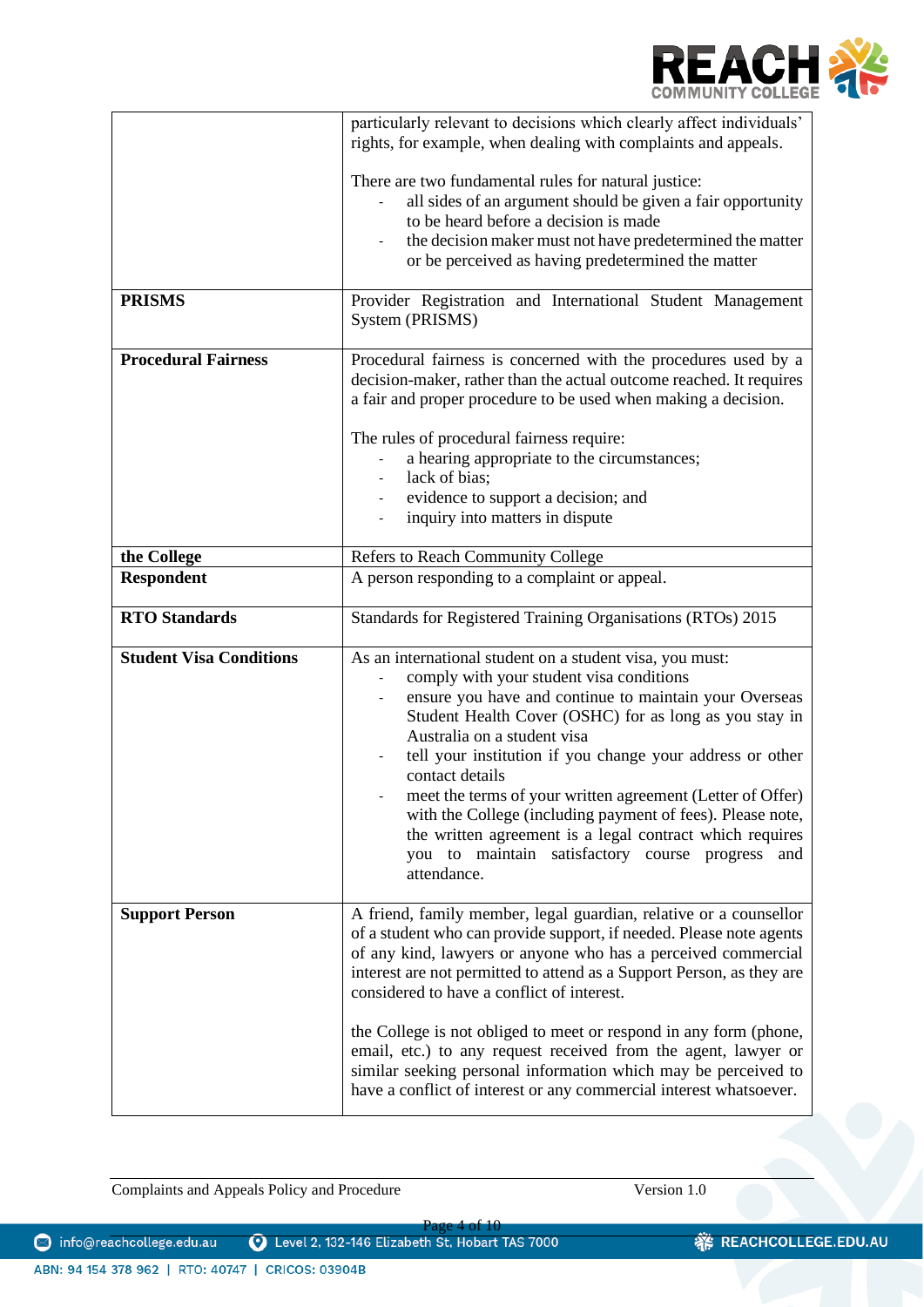| | |
|---|---|
| | particularly relevant to decisions which clearly affect individuals' rights, for example, when dealing with complaints and appeals.<br><br>There are two fundamental rules for natural justice:<br>- all sides of an argument should be given a fair opportunity to be heard before a decision is made<br>- the decision maker must not have predetermined the matter or be perceived as having predetermined the matter |
| **PRISMS** | Provider Registration and International Student Management System (PRISMS) |
| **Procedural Fairness** | Procedural fairness is concerned with the procedures used by a decision-maker, rather than the actual outcome reached. It requires a fair and proper procedure to be used when making a decision.<br><br>The rules of procedural fairness require:<br>- a hearing appropriate to the circumstances;<br>- lack of bias;<br>- evidence to support a decision; and<br>- inquiry into matters in dispute |
| **the College** | Refers to Reach Community College |
| **Respondent** | A person responding to a complaint or appeal. |
| **RTO Standards** | Standards for Registered Training Organisations (RTOs) 2015 |
| **Student Visa Conditions** | As an international student on a student visa, you must:<br>- comply with your student visa conditions<br>- ensure you have and continue to maintain your Overseas Student Health Cover (OSHC) for as long as you stay in Australia on a student visa<br>- tell your institution if you change your address or other contact details<br>- meet the terms of your written agreement (Letter of Offer) with the College (including payment of fees). Please note, the written agreement is a legal contract which requires you to maintain satisfactory course progress and attendance. |
| **Support Person** | A friend, family member, legal guardian, relative or a counsellor of a student who can provide support, if needed. Please note agents of any kind, lawyers or anyone who has a perceived commercial interest are not permitted to attend as a Support Person, as they are considered to have a conflict of interest.<br><br>the College is not obliged to meet or respond in any form (phone, email, etc.) to any request received from the agent, lawyer or similar seeking personal information which may be perceived to have a conflict of interest or any commercial interest whatsoever. |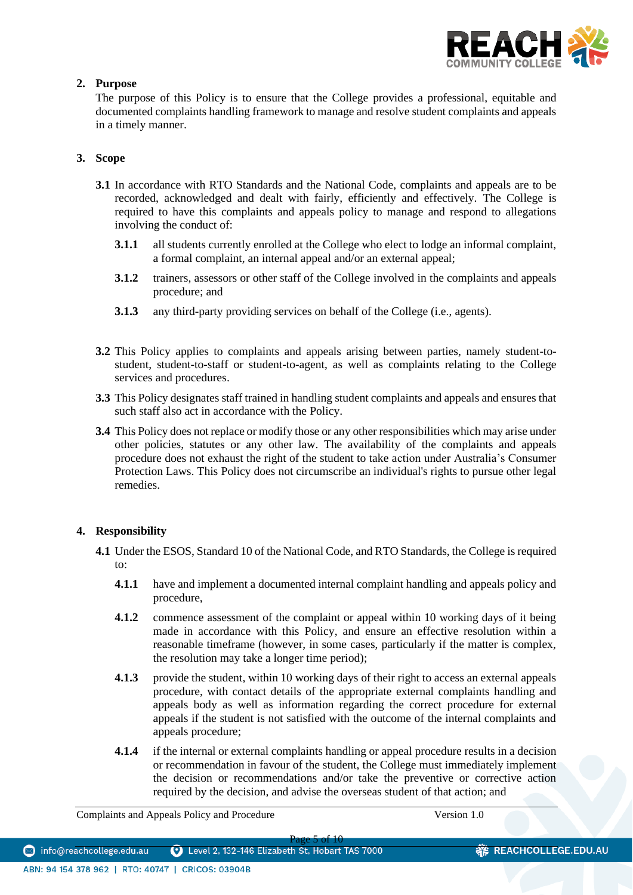## 2. Purpose

The purpose of this Policy is to ensure that the College provides a professional, equitable and documented complaints handling framework to manage and resolve student complaints and appeals in a timely manner.

## 3. Scope

**3.1** In accordance with RTO Standards and the National Code, complaints and appeals are to be recorded, acknowledged and dealt with fairly, efficiently and effectively. The College is required to have this complaints and appeals policy to manage and respond to allegations involving the conduct of:

**3.1.1** all students currently enrolled at the College who elect to lodge an informal complaint, a formal complaint, an internal appeal and/or an external appeal;

**3.1.2** trainers, assessors or other staff of the College involved in the complaints and appeals procedure; and

**3.1.3** any third-party providing services on behalf of the College (i.e., agents).

**3.2** This Policy applies to complaints and appeals arising between parties, namely student-to-student, student-to-staff or student-to-agent, as well as complaints relating to the College services and procedures.

**3.3** This Policy designates staff trained in handling student complaints and appeals and ensures that such staff also act in accordance with the Policy.

**3.4** This Policy does not replace or modify those or any other responsibilities which may arise under other policies, statutes or any other law. The availability of the complaints and appeals procedure does not exhaust the right of the student to take action under Australia's Consumer Protection Laws. This Policy does not circumscribe an individual's rights to pursue other legal remedies.

## 4. Responsibility

**4.1** Under the ESOS, Standard 10 of the National Code, and RTO Standards, the College is required to:

**4.1.1** have and implement a documented internal complaint handling and appeals policy and procedure,

**4.1.2** commence assessment of the complaint or appeal within 10 working days of it being made in accordance with this Policy, and ensure an effective resolution within a reasonable timeframe (however, in some cases, particularly if the matter is complex, the resolution may take a longer time period);

**4.1.3** provide the student, within 10 working days of their right to access an external appeals procedure, with contact details of the appropriate external complaints handling and appeals body as well as information regarding the correct procedure for external appeals if the student is not satisfied with the outcome of the internal complaints and appeals procedure;

**4.1.4** if the internal or external complaints handling or appeal procedure results in a decision or recommendation in favour of the student, the College must immediately implement the decision or recommendations and/or take the preventive or corrective action required by the decision, and advise the overseas student of that action; and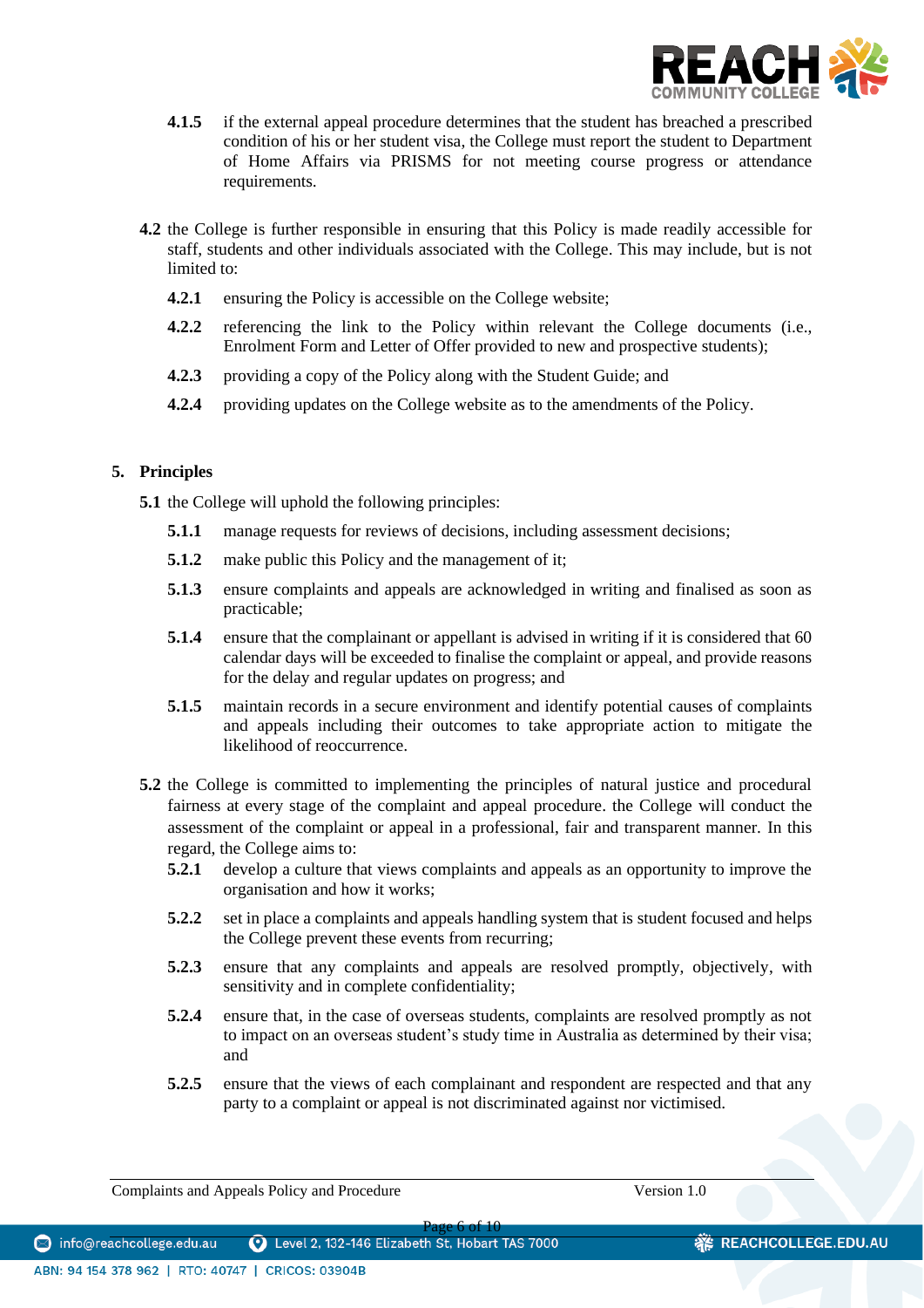**4.1.5** if the external appeal procedure determines that the student has breached a prescribed condition of his or her student visa, the College must report the student to Department of Home Affairs via PRISMS for not meeting course progress or attendance requirements.

**4.2** the College is further responsible in ensuring that this Policy is made readily accessible for staff, students and other individuals associated with the College. This may include, but is not limited to:

**4.2.1** ensuring the Policy is accessible on the College website;

**4.2.2** referencing the link to the Policy within relevant the College documents (i.e., Enrolment Form and Letter of Offer provided to new and prospective students);

**4.2.3** providing a copy of the Policy along with the Student Guide; and

**4.2.4** providing updates on the College website as to the amendments of the Policy.

## 5. Principles

**5.1** the College will uphold the following principles:

**5.1.1** manage requests for reviews of decisions, including assessment decisions;

**5.1.2** make public this Policy and the management of it;

**5.1.3** ensure complaints and appeals are acknowledged in writing and finalised as soon as practicable;

**5.1.4** ensure that the complainant or appellant is advised in writing if it is considered that 60 calendar days will be exceeded to finalise the complaint or appeal, and provide reasons for the delay and regular updates on progress; and

**5.1.5** maintain records in a secure environment and identify potential causes of complaints and appeals including their outcomes to take appropriate action to mitigate the likelihood of reoccurrence.

**5.2** the College is committed to implementing the principles of natural justice and procedural fairness at every stage of the complaint and appeal procedure. the College will conduct the assessment of the complaint or appeal in a professional, fair and transparent manner. In this regard, the College aims to:

**5.2.1** develop a culture that views complaints and appeals as an opportunity to improve the organisation and how it works;

**5.2.2** set in place a complaints and appeals handling system that is student focused and helps the College prevent these events from recurring;

**5.2.3** ensure that any complaints and appeals are resolved promptly, objectively, with sensitivity and in complete confidentiality;

**5.2.4** ensure that, in the case of overseas students, complaints are resolved promptly as not to impact on an overseas student's study time in Australia as determined by their visa; and

**5.2.5** ensure that the views of each complainant and respondent are respected and that any party to a complaint or appeal is not discriminated against nor victimised.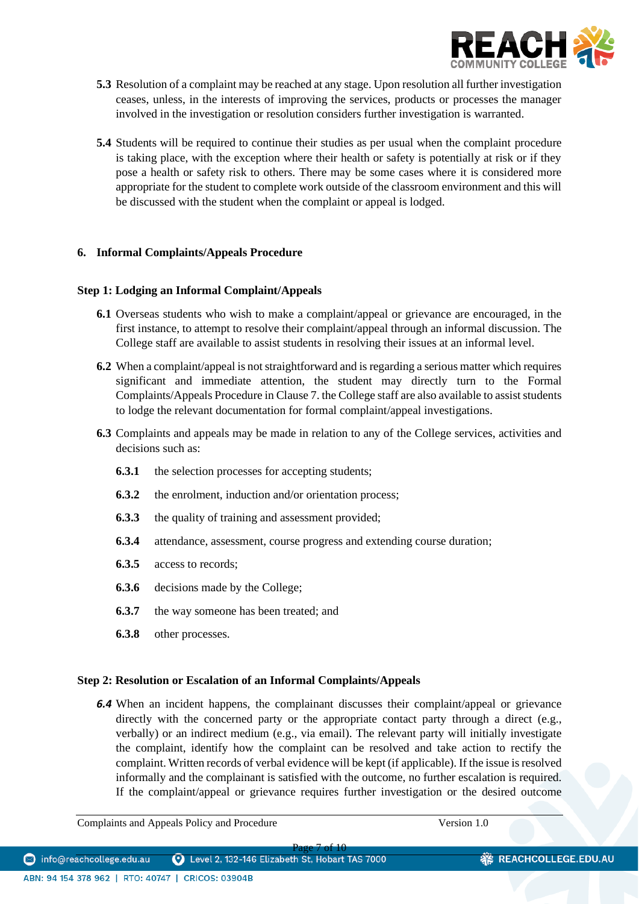**5.3** Resolution of a complaint may be reached at any stage. Upon resolution all further investigation ceases, unless, in the interests of improving the services, products or processes the manager involved in the investigation or resolution considers further investigation is warranted.

**5.4** Students will be required to continue their studies as per usual when the complaint procedure is taking place, with the exception where their health or safety is potentially at risk or if they pose a health or safety risk to others. There may be some cases where it is considered more appropriate for the student to complete work outside of the classroom environment and this will be discussed with the student when the complaint or appeal is lodged.

## 6. Informal Complaints/Appeals Procedure

### Step 1: Lodging an Informal Complaint/Appeals

**6.1** Overseas students who wish to make a complaint/appeal or grievance are encouraged, in the first instance, to attempt to resolve their complaint/appeal through an informal discussion. The College staff are available to assist students in resolving their issues at an informal level.

**6.2** When a complaint/appeal is not straightforward and is regarding a serious matter which requires significant and immediate attention, the student may directly turn to the Formal Complaints/Appeals Procedure in Clause 7. the College staff are also available to assist students to lodge the relevant documentation for formal complaint/appeal investigations.

**6.3** Complaints and appeals may be made in relation to any of the College services, activities and decisions such as:

- **6.3.1** the selection processes for accepting students;
- **6.3.2** the enrolment, induction and/or orientation process;
- **6.3.3** the quality of training and assessment provided;
- **6.3.4** attendance, assessment, course progress and extending course duration;
- **6.3.5** access to records;
- **6.3.6** decisions made by the College;
- **6.3.7** the way someone has been treated; and
- **6.3.8** other processes.

### Step 2: Resolution or Escalation of an Informal Complaints/Appeals

***6.4*** When an incident happens, the complainant discusses their complaint/appeal or grievance directly with the concerned party or the appropriate contact party through a direct (e.g., verbally) or an indirect medium (e.g., via email). The relevant party will initially investigate the complaint, identify how the complaint can be resolved and take action to rectify the complaint. Written records of verbal evidence will be kept (if applicable). If the issue is resolved informally and the complainant is satisfied with the outcome, no further escalation is required. If the complaint/appeal or grievance requires further investigation or the desired outcome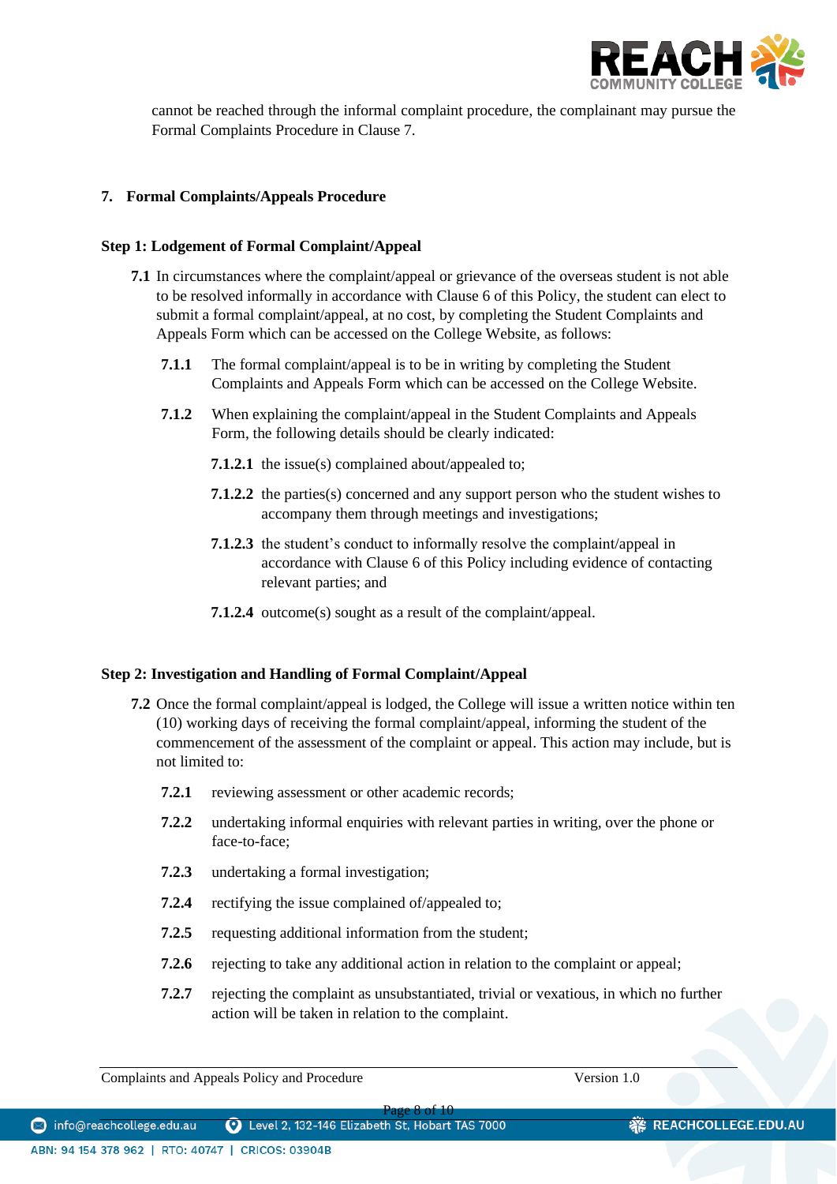cannot be reached through the informal complaint procedure, the complainant may pursue the Formal Complaints Procedure in Clause 7.

## 7. Formal Complaints/Appeals Procedure

### Step 1: Lodgement of Formal Complaint/Appeal

**7.1** In circumstances where the complaint/appeal or grievance of the overseas student is not able to be resolved informally in accordance with Clause 6 of this Policy, the student can elect to submit a formal complaint/appeal, at no cost, by completing the Student Complaints and Appeals Form which can be accessed on the College Website, as follows:

**7.1.1** The formal complaint/appeal is to be in writing by completing the Student Complaints and Appeals Form which can be accessed on the College Website.

**7.1.2** When explaining the complaint/appeal in the Student Complaints and Appeals Form, the following details should be clearly indicated:

**7.1.2.1** the issue(s) complained about/appealed to;

**7.1.2.2** the parties(s) concerned and any support person who the student wishes to accompany them through meetings and investigations;

**7.1.2.3** the student's conduct to informally resolve the complaint/appeal in accordance with Clause 6 of this Policy including evidence of contacting relevant parties; and

**7.1.2.4** outcome(s) sought as a result of the complaint/appeal.

### Step 2: Investigation and Handling of Formal Complaint/Appeal

**7.2** Once the formal complaint/appeal is lodged, the College will issue a written notice within ten (10) working days of receiving the formal complaint/appeal, informing the student of the commencement of the assessment of the complaint or appeal. This action may include, but is not limited to:

**7.2.1** reviewing assessment or other academic records;

**7.2.2** undertaking informal enquiries with relevant parties in writing, over the phone or face-to-face;

**7.2.3** undertaking a formal investigation;

**7.2.4** rectifying the issue complained of/appealed to;

**7.2.5** requesting additional information from the student;

**7.2.6** rejecting to take any additional action in relation to the complaint or appeal;

**7.2.7** rejecting the complaint as unsubstantiated, trivial or vexatious, in which no further action will be taken in relation to the complaint.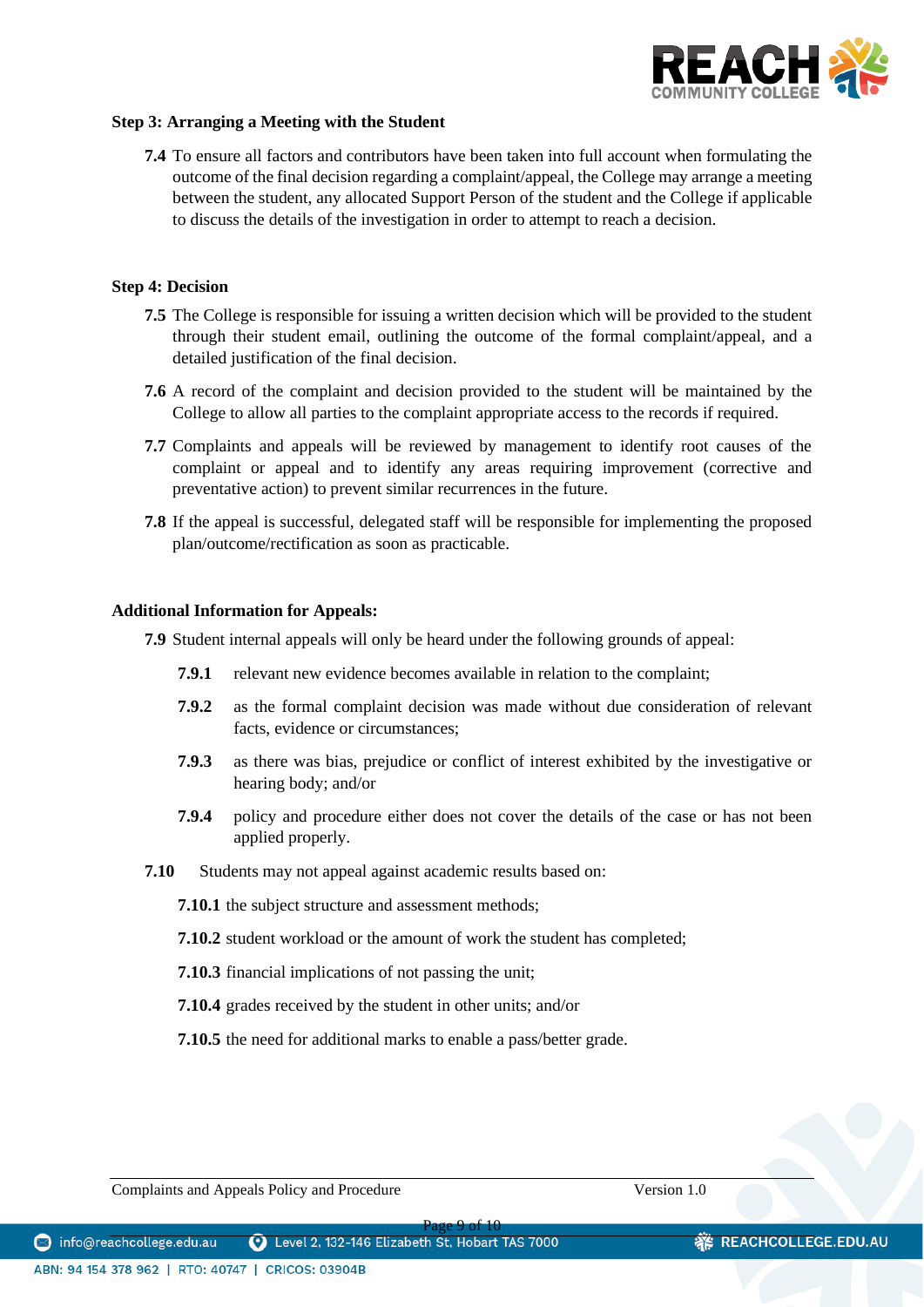### Step 3: Arranging a Meeting with the Student

**7.4** To ensure all factors and contributors have been taken into full account when formulating the outcome of the final decision regarding a complaint/appeal, the College may arrange a meeting between the student, any allocated Support Person of the student and the College if applicable to discuss the details of the investigation in order to attempt to reach a decision.

### Step 4: Decision

**7.5** The College is responsible for issuing a written decision which will be provided to the student through their student email, outlining the outcome of the formal complaint/appeal, and a detailed justification of the final decision.

**7.6** A record of the complaint and decision provided to the student will be maintained by the College to allow all parties to the complaint appropriate access to the records if required.

**7.7** Complaints and appeals will be reviewed by management to identify root causes of the complaint or appeal and to identify any areas requiring improvement (corrective and preventative action) to prevent similar recurrences in the future.

**7.8** If the appeal is successful, delegated staff will be responsible for implementing the proposed plan/outcome/rectification as soon as practicable.

### Additional Information for Appeals:

**7.9** Student internal appeals will only be heard under the following grounds of appeal:

- **7.9.1** relevant new evidence becomes available in relation to the complaint;
- **7.9.2** as the formal complaint decision was made without due consideration of relevant facts, evidence or circumstances;
- **7.9.3** as there was bias, prejudice or conflict of interest exhibited by the investigative or hearing body; and/or
- **7.9.4** policy and procedure either does not cover the details of the case or has not been applied properly.

**7.10** Students may not appeal against academic results based on:

- **7.10.1** the subject structure and assessment methods;
- **7.10.2** student workload or the amount of work the student has completed;
- **7.10.3** financial implications of not passing the unit;
- **7.10.4** grades received by the student in other units; and/or
- **7.10.5** the need for additional marks to enable a pass/better grade.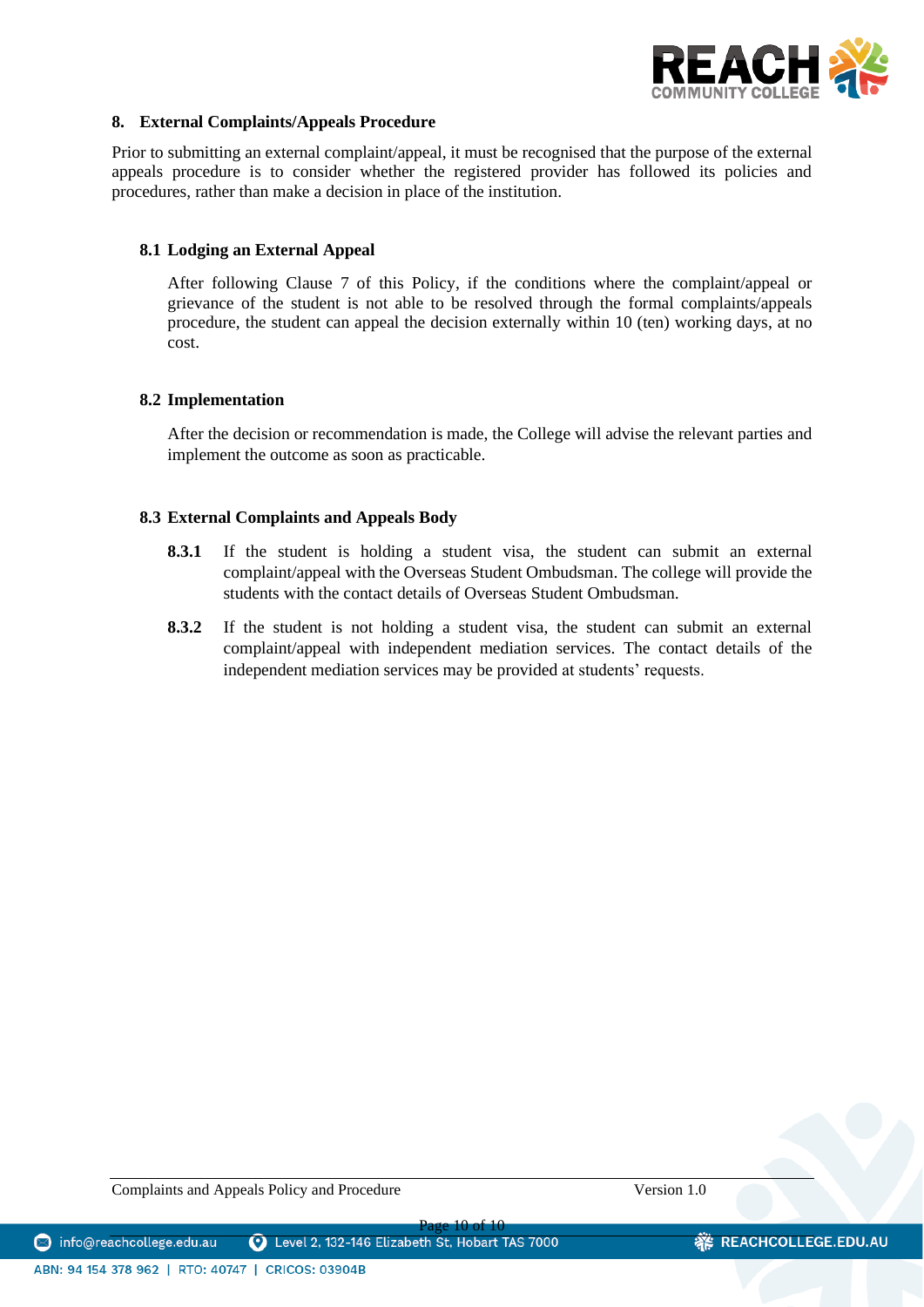## 8. External Complaints/Appeals Procedure

Prior to submitting an external complaint/appeal, it must be recognised that the purpose of the external appeals procedure is to consider whether the registered provider has followed its policies and procedures, rather than make a decision in place of the institution.

### 8.1 Lodging an External Appeal

After following Clause 7 of this Policy, if the conditions where the complaint/appeal or grievance of the student is not able to be resolved through the formal complaints/appeals procedure, the student can appeal the decision externally within 10 (ten) working days, at no cost.

### 8.2 Implementation

After the decision or recommendation is made, the College will advise the relevant parties and implement the outcome as soon as practicable.

### 8.3 External Complaints and Appeals Body

**8.3.1** If the student is holding a student visa, the student can submit an external complaint/appeal with the Overseas Student Ombudsman. The college will provide the students with the contact details of Overseas Student Ombudsman.

**8.3.2** If the student is not holding a student visa, the student can submit an external complaint/appeal with independent mediation services. The contact details of the independent mediation services may be provided at students' requests.